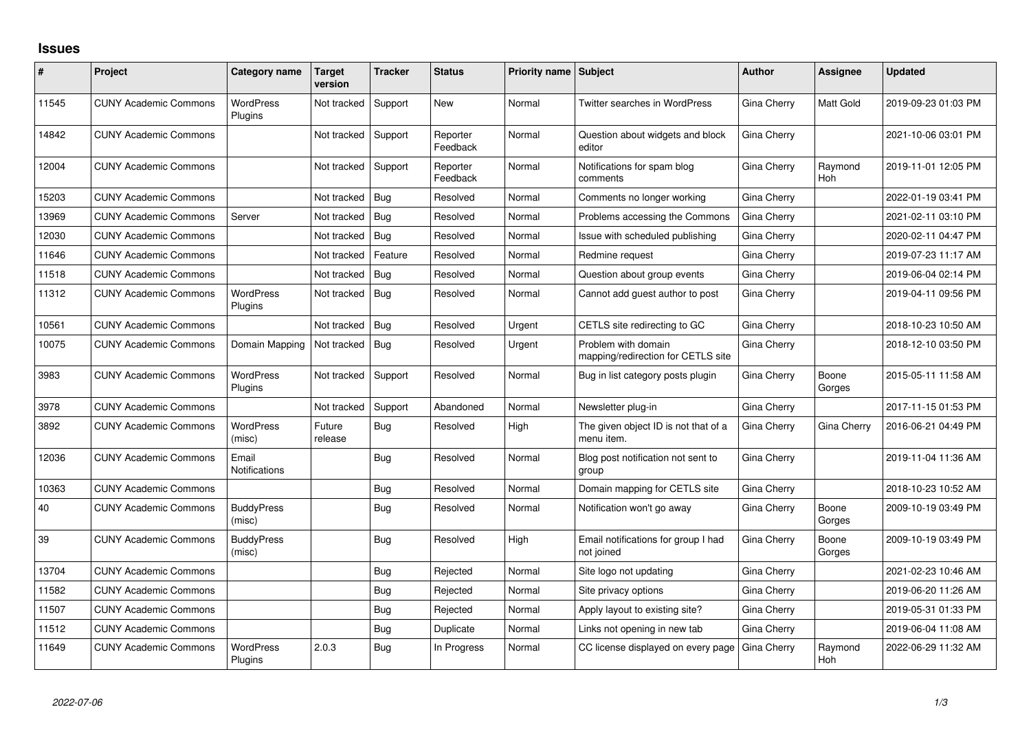# Issues

| # | Project | Category name | Target version | Tracker | Status | Priority name | Subject | Author | Assignee | Updated |
|---|---|---|---|---|---|---|---|---|---|---|
| 11545 | CUNY Academic Commons | WordPress Plugins | Not tracked | Support | New | Normal | Twitter searches in WordPress | Gina Cherry | Matt Gold | 2019-09-23 01:03 PM |
| 14842 | CUNY Academic Commons | | Not tracked | Support | Reporter Feedback | Normal | Question about widgets and block editor | Gina Cherry | | 2021-10-06 03:01 PM |
| 12004 | CUNY Academic Commons | | Not tracked | Support | Reporter Feedback | Normal | Notifications for spam blog comments | Gina Cherry | Raymond Hoh | 2019-11-01 12:05 PM |
| 15203 | CUNY Academic Commons | | Not tracked | Bug | Resolved | Normal | Comments no longer working | Gina Cherry | | 2022-01-19 03:41 PM |
| 13969 | CUNY Academic Commons | Server | Not tracked | Bug | Resolved | Normal | Problems accessing the Commons | Gina Cherry | | 2021-02-11 03:10 PM |
| 12030 | CUNY Academic Commons | | Not tracked | Bug | Resolved | Normal | Issue with scheduled publishing | Gina Cherry | | 2020-02-11 04:47 PM |
| 11646 | CUNY Academic Commons | | Not tracked | Feature | Resolved | Normal | Redmine request | Gina Cherry | | 2019-07-23 11:17 AM |
| 11518 | CUNY Academic Commons | | Not tracked | Bug | Resolved | Normal | Question about group events | Gina Cherry | | 2019-06-04 02:14 PM |
| 11312 | CUNY Academic Commons | WordPress Plugins | Not tracked | Bug | Resolved | Normal | Cannot add guest author to post | Gina Cherry | | 2019-04-11 09:56 PM |
| 10561 | CUNY Academic Commons | | Not tracked | Bug | Resolved | Urgent | CETLS site redirecting to GC | Gina Cherry | | 2018-10-23 10:50 AM |
| 10075 | CUNY Academic Commons | Domain Mapping | Not tracked | Bug | Resolved | Urgent | Problem with domain mapping/redirection for CETLS site | Gina Cherry | | 2018-12-10 03:50 PM |
| 3983 | CUNY Academic Commons | WordPress Plugins | Not tracked | Support | Resolved | Normal | Bug in list category posts plugin | Gina Cherry | Boone Gorges | 2015-05-11 11:58 AM |
| 3978 | CUNY Academic Commons | | Not tracked | Support | Abandoned | Normal | Newsletter plug-in | Gina Cherry | | 2017-11-15 01:53 PM |
| 3892 | CUNY Academic Commons | WordPress (misc) | Future release | Bug | Resolved | High | The given object ID is not that of a menu item. | Gina Cherry | Gina Cherry | 2016-06-21 04:49 PM |
| 12036 | CUNY Academic Commons | Email Notifications | | Bug | Resolved | Normal | Blog post notification not sent to group | Gina Cherry | | 2019-11-04 11:36 AM |
| 10363 | CUNY Academic Commons | | | Bug | Resolved | Normal | Domain mapping for CETLS site | Gina Cherry | | 2018-10-23 10:52 AM |
| 40 | CUNY Academic Commons | BuddyPress (misc) | | Bug | Resolved | Normal | Notification won't go away | Gina Cherry | Boone Gorges | 2009-10-19 03:49 PM |
| 39 | CUNY Academic Commons | BuddyPress (misc) | | Bug | Resolved | High | Email notifications for group I had not joined | Gina Cherry | Boone Gorges | 2009-10-19 03:49 PM |
| 13704 | CUNY Academic Commons | | | Bug | Rejected | Normal | Site logo not updating | Gina Cherry | | 2021-02-23 10:46 AM |
| 11582 | CUNY Academic Commons | | | Bug | Rejected | Normal | Site privacy options | Gina Cherry | | 2019-06-20 11:26 AM |
| 11507 | CUNY Academic Commons | | | Bug | Rejected | Normal | Apply layout to existing site? | Gina Cherry | | 2019-05-31 01:33 PM |
| 11512 | CUNY Academic Commons | | | Bug | Duplicate | Normal | Links not opening in new tab | Gina Cherry | | 2019-06-04 11:08 AM |
| 11649 | CUNY Academic Commons | WordPress Plugins | 2.0.3 | Bug | In Progress | Normal | CC license displayed on every page | Gina Cherry | Raymond Hoh | 2022-06-29 11:32 AM |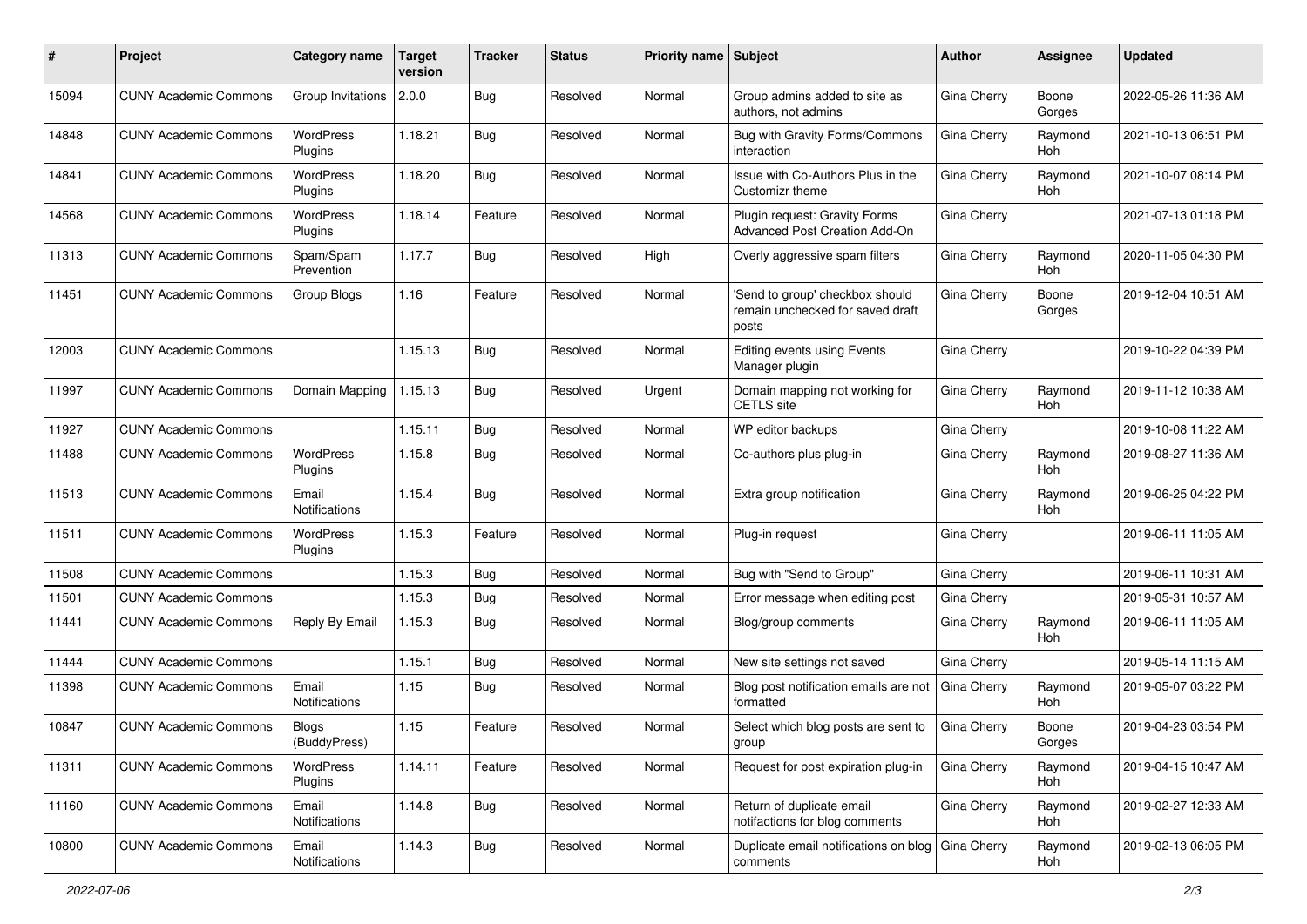| # | Project | Category name | Target version | Tracker | Status | Priority name | Subject | Author | Assignee | Updated |
|---|---|---|---|---|---|---|---|---|---|---|
| 15094 | CUNY Academic Commons | Group Invitations | 2.0.0 | Bug | Resolved | Normal | Group admins added to site as authors, not admins | Gina Cherry | Boone Gorges | 2022-05-26 11:36 AM |
| 14848 | CUNY Academic Commons | WordPress Plugins | 1.18.21 | Bug | Resolved | Normal | Bug with Gravity Forms/Commons interaction | Gina Cherry | Raymond Hoh | 2021-10-13 06:51 PM |
| 14841 | CUNY Academic Commons | WordPress Plugins | 1.18.20 | Bug | Resolved | Normal | Issue with Co-Authors Plus in the Customizr theme | Gina Cherry | Raymond Hoh | 2021-10-07 08:14 PM |
| 14568 | CUNY Academic Commons | WordPress Plugins | 1.18.14 | Feature | Resolved | Normal | Plugin request: Gravity Forms Advanced Post Creation Add-On | Gina Cherry | | 2021-07-13 01:18 PM |
| 11313 | CUNY Academic Commons | Spam/Spam Prevention | 1.17.7 | Bug | Resolved | High | Overly aggressive spam filters | Gina Cherry | Raymond Hoh | 2020-11-05 04:30 PM |
| 11451 | CUNY Academic Commons | Group Blogs | 1.16 | Feature | Resolved | Normal | 'Send to group' checkbox should remain unchecked for saved draft posts | Gina Cherry | Boone Gorges | 2019-12-04 10:51 AM |
| 12003 | CUNY Academic Commons | | 1.15.13 | Bug | Resolved | Normal | Editing events using Events Manager plugin | Gina Cherry | | 2019-10-22 04:39 PM |
| 11997 | CUNY Academic Commons | Domain Mapping | 1.15.13 | Bug | Resolved | Urgent | Domain mapping not working for CETLS site | Gina Cherry | Raymond Hoh | 2019-11-12 10:38 AM |
| 11927 | CUNY Academic Commons | | 1.15.11 | Bug | Resolved | Normal | WP editor backups | Gina Cherry | | 2019-10-08 11:22 AM |
| 11488 | CUNY Academic Commons | WordPress Plugins | 1.15.8 | Bug | Resolved | Normal | Co-authors plus plug-in | Gina Cherry | Raymond Hoh | 2019-08-27 11:36 AM |
| 11513 | CUNY Academic Commons | Email Notifications | 1.15.4 | Bug | Resolved | Normal | Extra group notification | Gina Cherry | Raymond Hoh | 2019-06-25 04:22 PM |
| 11511 | CUNY Academic Commons | WordPress Plugins | 1.15.3 | Feature | Resolved | Normal | Plug-in request | Gina Cherry | | 2019-06-11 11:05 AM |
| 11508 | CUNY Academic Commons | | 1.15.3 | Bug | Resolved | Normal | Bug with "Send to Group" | Gina Cherry | | 2019-06-11 10:31 AM |
| 11501 | CUNY Academic Commons | | 1.15.3 | Bug | Resolved | Normal | Error message when editing post | Gina Cherry | | 2019-05-31 10:57 AM |
| 11441 | CUNY Academic Commons | Reply By Email | 1.15.3 | Bug | Resolved | Normal | Blog/group comments | Gina Cherry | Raymond Hoh | 2019-06-11 11:05 AM |
| 11444 | CUNY Academic Commons | | 1.15.1 | Bug | Resolved | Normal | New site settings not saved | Gina Cherry | | 2019-05-14 11:15 AM |
| 11398 | CUNY Academic Commons | Email Notifications | 1.15 | Bug | Resolved | Normal | Blog post notification emails are not formatted | Gina Cherry | Raymond Hoh | 2019-05-07 03:22 PM |
| 10847 | CUNY Academic Commons | Blogs (BuddyPress) | 1.15 | Feature | Resolved | Normal | Select which blog posts are sent to group | Gina Cherry | Boone Gorges | 2019-04-23 03:54 PM |
| 11311 | CUNY Academic Commons | WordPress Plugins | 1.14.11 | Feature | Resolved | Normal | Request for post expiration plug-in | Gina Cherry | Raymond Hoh | 2019-04-15 10:47 AM |
| 11160 | CUNY Academic Commons | Email Notifications | 1.14.8 | Bug | Resolved | Normal | Return of duplicate email notifactions for blog comments | Gina Cherry | Raymond Hoh | 2019-02-27 12:33 AM |
| 10800 | CUNY Academic Commons | Email Notifications | 1.14.3 | Bug | Resolved | Normal | Duplicate email notifications on blog comments | Gina Cherry | Raymond Hoh | 2019-02-13 06:05 PM |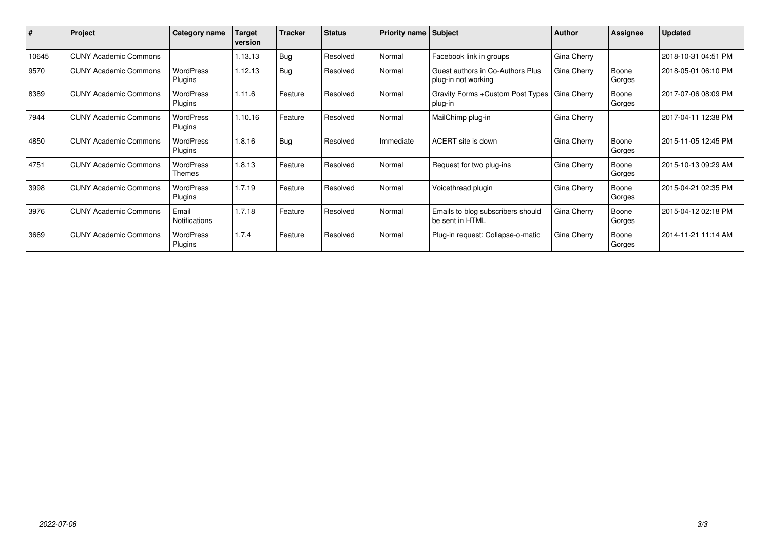| # | Project | Category name | Target version | Tracker | Status | Priority name | Subject | Author | Assignee | Updated |
|---|---|---|---|---|---|---|---|---|---|---|
| 10645 | CUNY Academic Commons | | 1.13.13 | Bug | Resolved | Normal | Facebook link in groups | Gina Cherry | | 2018-10-31 04:51 PM |
| 9570 | CUNY Academic Commons | WordPress Plugins | 1.12.13 | Bug | Resolved | Normal | Guest authors in Co-Authors Plus plug-in not working | Gina Cherry | Boone Gorges | 2018-05-01 06:10 PM |
| 8389 | CUNY Academic Commons | WordPress Plugins | 1.11.6 | Feature | Resolved | Normal | Gravity Forms +Custom Post Types plug-in | Gina Cherry | Boone Gorges | 2017-07-06 08:09 PM |
| 7944 | CUNY Academic Commons | WordPress Plugins | 1.10.16 | Feature | Resolved | Normal | MailChimp plug-in | Gina Cherry | | 2017-04-11 12:38 PM |
| 4850 | CUNY Academic Commons | WordPress Plugins | 1.8.16 | Bug | Resolved | Immediate | ACERT site is down | Gina Cherry | Boone Gorges | 2015-11-05 12:45 PM |
| 4751 | CUNY Academic Commons | WordPress Themes | 1.8.13 | Feature | Resolved | Normal | Request for two plug-ins | Gina Cherry | Boone Gorges | 2015-10-13 09:29 AM |
| 3998 | CUNY Academic Commons | WordPress Plugins | 1.7.19 | Feature | Resolved | Normal | Voicethread plugin | Gina Cherry | Boone Gorges | 2015-04-21 02:35 PM |
| 3976 | CUNY Academic Commons | Email Notifications | 1.7.18 | Feature | Resolved | Normal | Emails to blog subscribers should be sent in HTML | Gina Cherry | Boone Gorges | 2015-04-12 02:18 PM |
| 3669 | CUNY Academic Commons | WordPress Plugins | 1.7.4 | Feature | Resolved | Normal | Plug-in request: Collapse-o-matic | Gina Cherry | Boone Gorges | 2014-11-21 11:14 AM |

*2022-07-06*